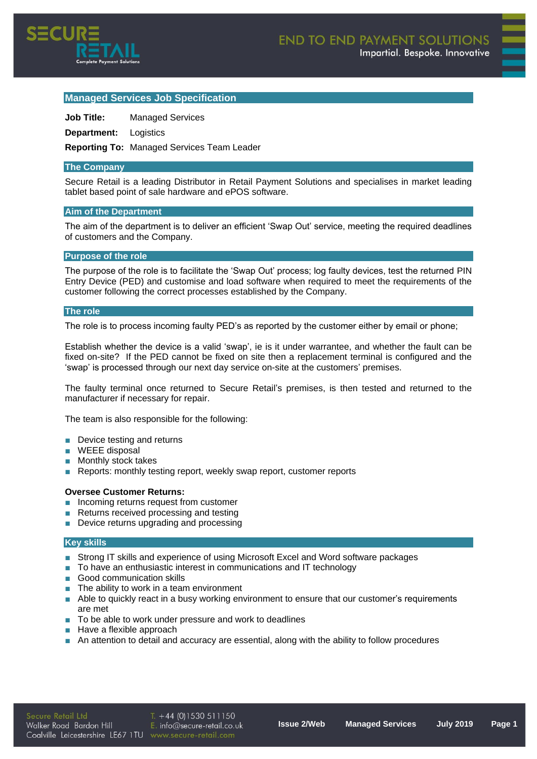## Managed Services Job Specification

**Job Title:** Managed Services

**Department:** Logistics

**Reporting To:** Managed Services Team Leader

## The Company

Secure Retail is a leading Distributor in Retail Payment Solutions and specialises in market leading tablet based point of sale hardware and ePOS software.

## Aim of the Department

The aim of the department is to deliver an efficient 'Swap Out' service, meeting the required deadlines of customers and the Company.

## Purpose of the role

The purpose of the role is to facilitate the 'Swap Out' process; log faulty devices, test the returned PIN Entry Device (PED) and customise and load software when required to meet the requirements of the customer following the correct processes established by the Company.

## The role

The role is to process incoming faulty PED's as reported by the customer either by email or phone;

Establish whether the device is a valid 'swap', ie is it under warrantee, and whether the fault can be fixed on-site? If the PED cannot be fixed on site then a replacement terminal is configured and the 'swap' is processed through our next day service on-site at the customers' premises.

The faulty terminal once returned to Secure Retail's premises, is then tested and returned to the manufacturer if necessary for repair.

The team is also responsible for the following:

- Device testing and returns
- WEEE disposal
- Monthly stock takes
- Reports: monthly testing report, weekly swap report, customer reports

**Oversee Customer Returns:**

- Incoming returns request from customer
- Returns received processing and testing
- Device returns upgrading and processing

## Key skills

- Strong IT skills and experience of using Microsoft Excel and Word software packages
- To have an enthusiastic interest in communications and IT technology
- Good communication skills
- The ability to work in a team environment
- Able to quickly react in a busy working environment to ensure that our customer's requirements are met
- To be able to work under pressure and work to deadlines
- Have a flexible approach
- An attention to detail and accuracy are essential, along with the ability to follow procedures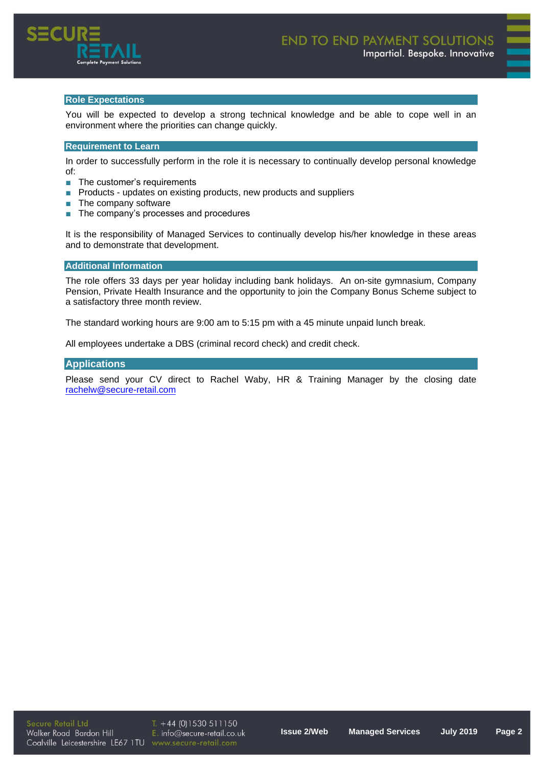## Role Expectations

You will be expected to develop a strong technical knowledge and be able to cope well in an environment where the priorities can change quickly.

## Requirement to Learn

In order to successfully perform in the role it is necessary to continually develop personal knowledge of:

- The customer's requirements
- Products - updates on existing products, new products and suppliers
- The company software
- The company's processes and procedures

It is the responsibility of Managed Services to continually develop his/her knowledge in these areas and to demonstrate that development.

## Additional Information

The role offers 33 days per year holiday including bank holidays. An on-site gymnasium, Company Pension, Private Health Insurance and the opportunity to join the Company Bonus Scheme subject to a satisfactory three month review.

The standard working hours are 9:00 am to 5:15 pm with a 45 minute unpaid lunch break.

All employees undertake a DBS (criminal record check) and credit check.

## Applications

Please send your CV direct to Rachel Waby, HR & Training Manager by the closing date rachelw@secure-retail.com